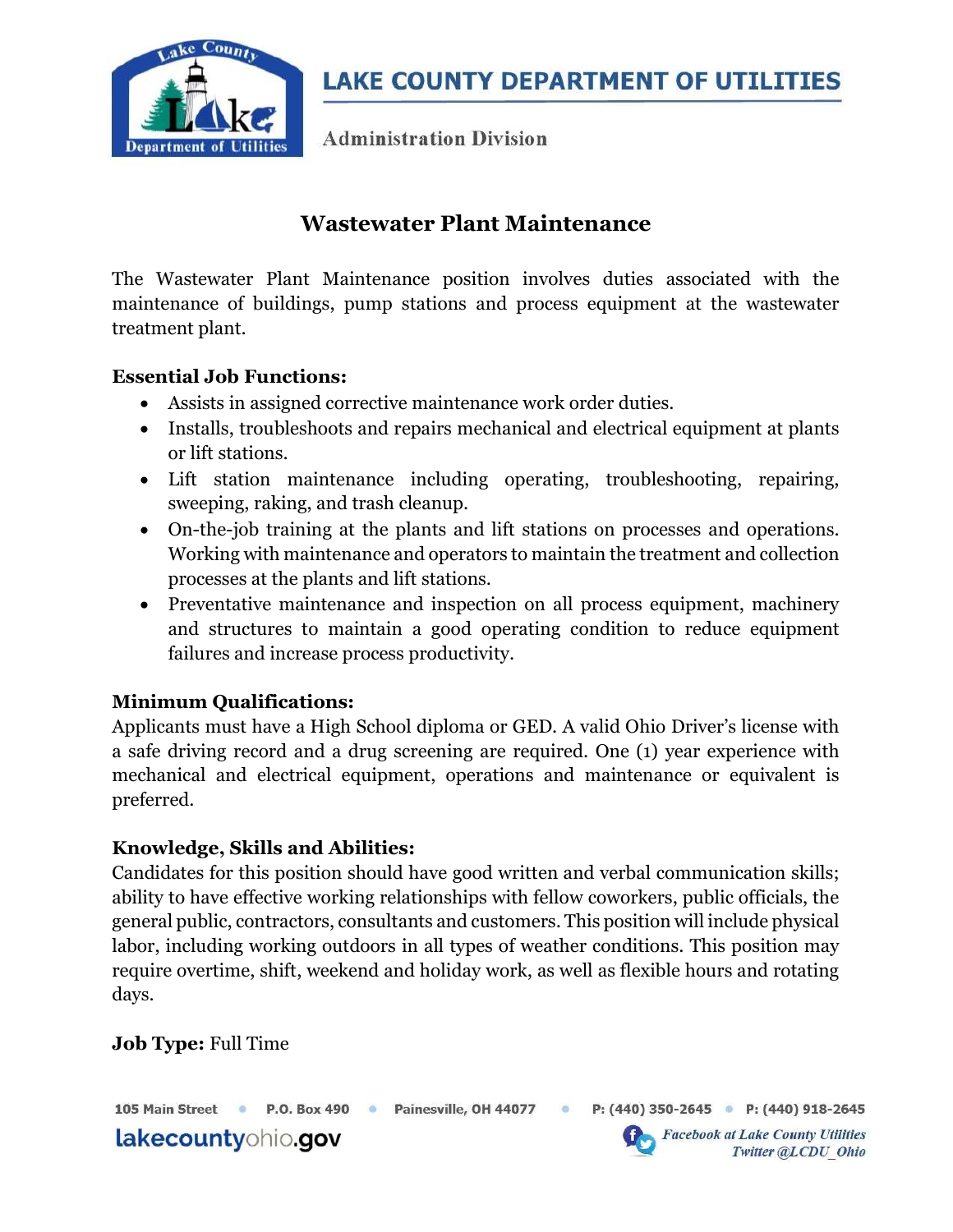# LAKE COUNTY DEPARTMENT OF UTILITIES

Administration Division

## Wastewater Plant Maintenance

The Wastewater Plant Maintenance position involves duties associated with the maintenance of buildings, pump stations and process equipment at the wastewater treatment plant.

**Essential Job Functions:**

- Assists in assigned corrective maintenance work order duties.
- Installs, troubleshoots and repairs mechanical and electrical equipment at plants or lift stations.
- Lift station maintenance including operating, troubleshooting, repairing, sweeping, raking, and trash cleanup.
- On-the-job training at the plants and lift stations on processes and operations. Working with maintenance and operators to maintain the treatment and collection processes at the plants and lift stations.
- Preventative maintenance and inspection on all process equipment, machinery and structures to maintain a good operating condition to reduce equipment failures and increase process productivity.

**Minimum Qualifications:**

Applicants must have a High School diploma or GED. A valid Ohio Driver's license with a safe driving record and a drug screening are required. One (1) year experience with mechanical and electrical equipment, operations and maintenance or equivalent is preferred.

**Knowledge, Skills and Abilities:**

Candidates for this position should have good written and verbal communication skills; ability to have effective working relationships with fellow coworkers, public officials, the general public, contractors, consultants and customers. This position will include physical labor, including working outdoors in all types of weather conditions. This position may require overtime, shift, weekend and holiday work, as well as flexible hours and rotating days.

**Job Type:** Full Time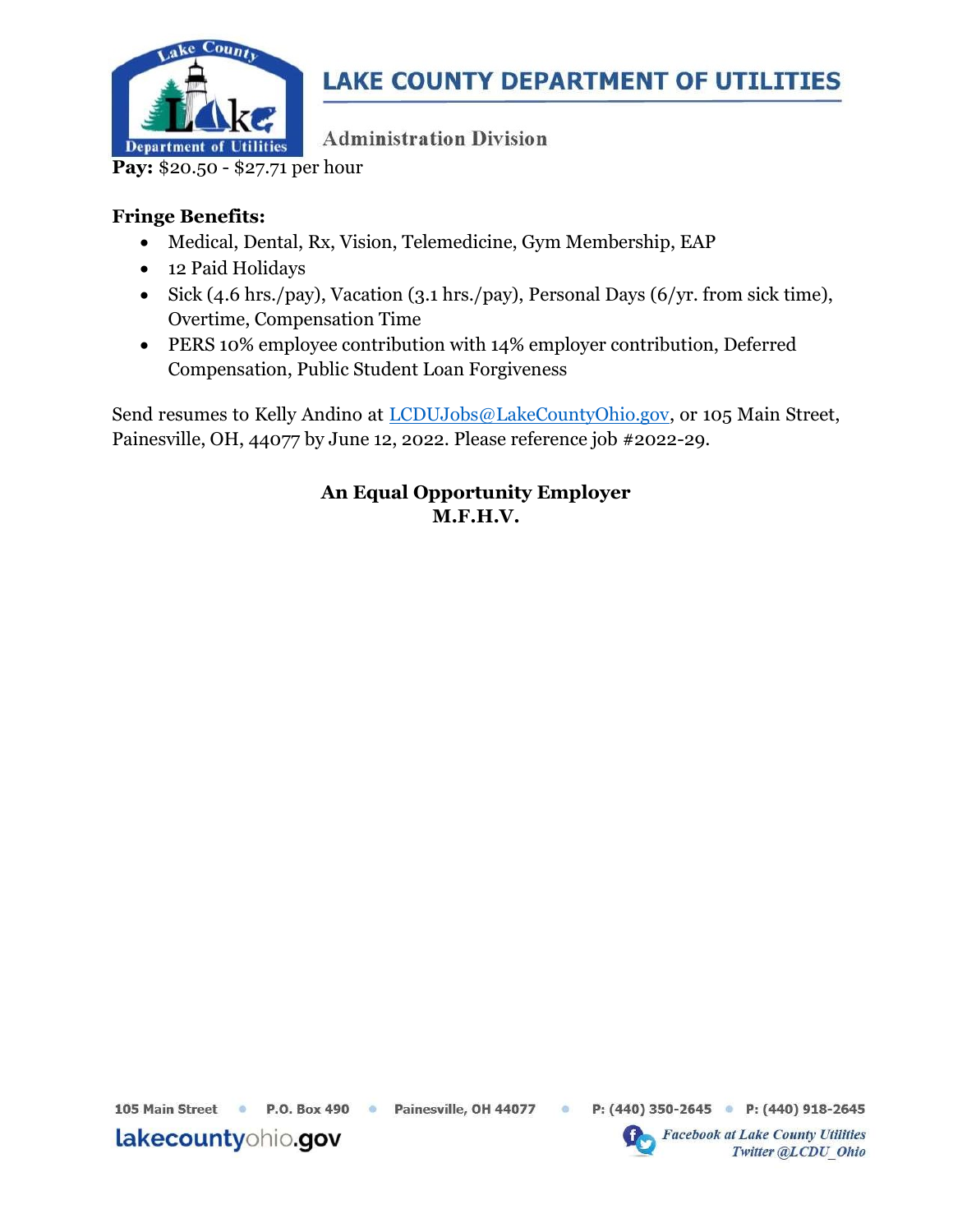**Pay:** $20.50 - $27.71 per hour

**Fringe Benefits:**

- Medical, Dental, Rx, Vision, Telemedicine, Gym Membership, EAP
- 12 Paid Holidays
- Sick (4.6 hrs./pay), Vacation (3.1 hrs./pay), Personal Days (6/yr. from sick time), Overtime, Compensation Time
- PERS 10% employee contribution with 14% employer contribution, Deferred Compensation, Public Student Loan Forgiveness

Send resumes to Kelly Andino at LCDUJobs@LakeCountyOhio.gov, or 105 Main Street, Painesville, OH, 44077 by June 12, 2022. Please reference job #2022-29.

**An Equal Opportunity Employer**
**M.F.H.V.**